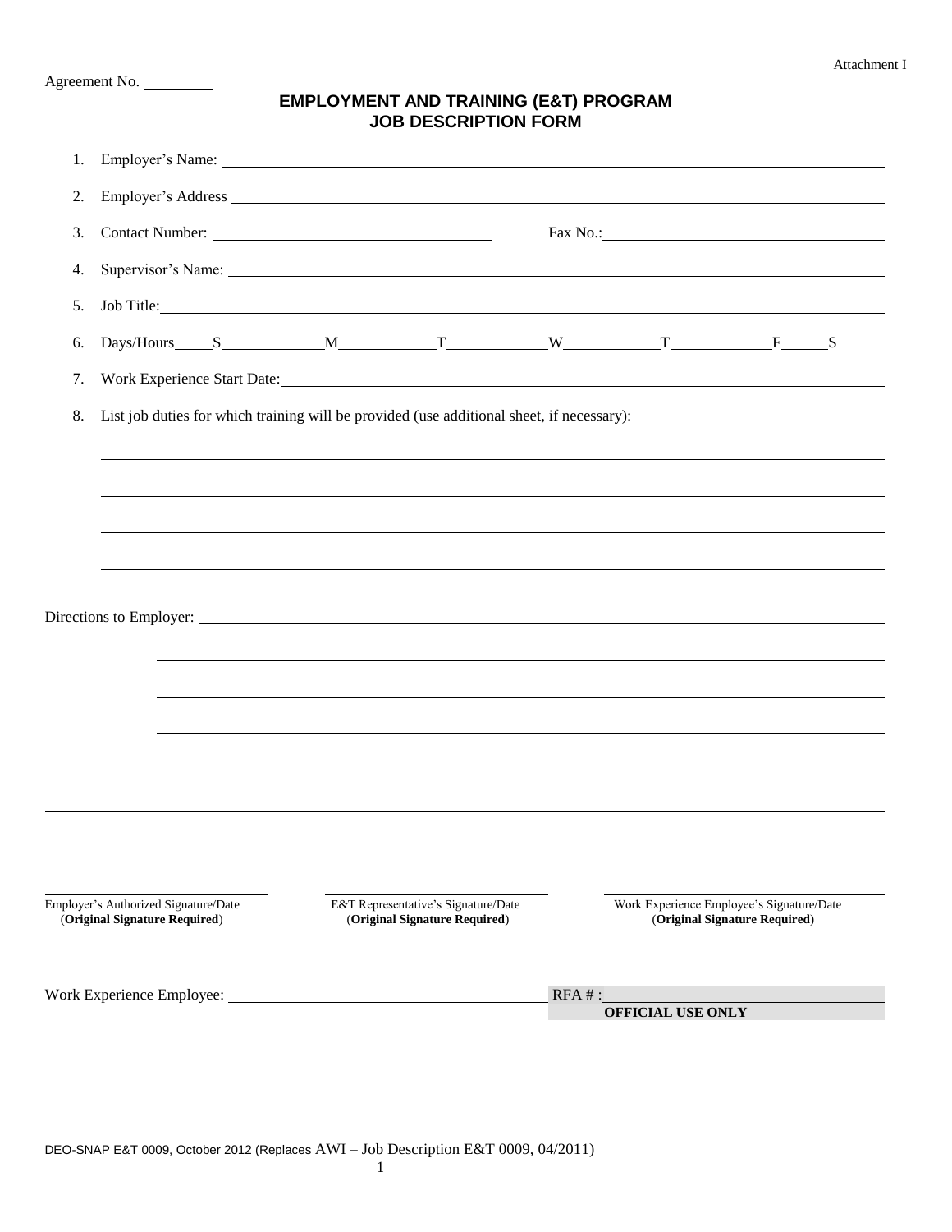Attachment I

Agreement No. \_\_\_\_\_\_\_\_\_

# EMPLOYMENT AND TRAINING (E&T) PROGRAM
## JOB DESCRIPTION FORM

1. Employer's Name: \_\_\_\_\_\_\_\_\_\_\_\_\_\_\_\_\_\_\_\_\_\_\_\_\_\_\_\_\_\_\_\_\_\_\_\_\_\_\_\_
2. Employer's Address \_\_\_\_\_\_\_\_\_\_\_\_\_\_\_\_\_\_\_\_\_\_\_\_\_\_\_\_\_\_\_\_\_\_\_\_\_\_\_\_
3. Contact Number: \_\_\_\_\_\_\_\_\_\_\_\_\_\_\_\_\_\_\_\_ Fax No.: \_\_\_\_\_\_\_\_\_\_\_\_\_\_\_\_\_\_\_\_
4. Supervisor's Name: \_\_\_\_\_\_\_\_\_\_\_\_\_\_\_\_\_\_\_\_\_\_\_\_\_\_\_\_\_\_\_\_\_\_\_\_\_\_\_\_
5. Job Title: \_\_\_\_\_\_\_\_\_\_\_\_\_\_\_\_\_\_\_\_\_\_\_\_\_\_\_\_\_\_\_\_\_\_\_\_\_\_\_\_
6. Days/Hours \_\_\_\_ S \_\_\_\_\_\_\_\_ M \_\_\_\_\_\_\_\_ T \_\_\_\_\_\_\_\_ W \_\_\_\_\_\_\_\_ T \_\_\_\_\_\_\_\_ F \_\_\_\_ S
7. Work Experience Start Date: \_\_\_\_\_\_\_\_\_\_\_\_\_\_\_\_\_\_\_\_\_\_\_\_\_\_\_\_\_\_\_\_\_\_\_\_\_\_\_\_
8. List job duties for which training will be provided (use additional sheet, if necessary):

\_\_\_\_\_\_\_\_\_\_\_\_\_\_\_\_\_\_\_\_\_\_\_\_\_\_\_\_\_\_\_\_\_\_\_\_\_\_\_\_

\_\_\_\_\_\_\_\_\_\_\_\_\_\_\_\_\_\_\_\_\_\_\_\_\_\_\_\_\_\_\_\_\_\_\_\_\_\_\_\_

\_\_\_\_\_\_\_\_\_\_\_\_\_\_\_\_\_\_\_\_\_\_\_\_\_\_\_\_\_\_\_\_\_\_\_\_\_\_\_\_

\_\_\_\_\_\_\_\_\_\_\_\_\_\_\_\_\_\_\_\_\_\_\_\_\_\_\_\_\_\_\_\_\_\_\_\_\_\_\_\_

Directions to Employer: \_\_\_\_\_\_\_\_\_\_\_\_\_\_\_\_\_\_\_\_\_\_\_\_\_\_\_\_\_\_\_\_\_\_\_\_\_\_\_\_

\_\_\_\_\_\_\_\_\_\_\_\_\_\_\_\_\_\_\_\_\_\_\_\_\_\_\_\_\_\_\_\_\_\_\_\_\_\_\_\_

\_\_\_\_\_\_\_\_\_\_\_\_\_\_\_\_\_\_\_\_\_\_\_\_\_\_\_\_\_\_\_\_\_\_\_\_\_\_\_\_

\_\_\_\_\_\_\_\_\_\_\_\_\_\_\_\_\_\_\_\_\_\_\_\_\_\_\_\_\_\_\_\_\_\_\_\_\_\_\_\_

| \_\_\_\_\_\_\_\_\_\_\_\_\_\_\_\_\_\_\_\_ | \_\_\_\_\_\_\_\_\_\_\_\_\_\_\_\_\_\_\_\_ | \_\_\_\_\_\_\_\_\_\_\_\_\_\_\_\_\_\_\_\_ |
|---|---|---|
| Employer's Authorized Signature/Date (**Original Signature Required**) | E&T Representative's Signature/Date (**Original Signature Required**) | Work Experience Employee's Signature/Date (**Original Signature Required**) |

Work Experience Employee: \_\_\_\_\_\_\_\_\_\_\_\_\_\_\_\_\_\_\_\_ RFA # : \_\_\_\_\_\_\_\_\_\_\_\_\_\_\_\_\_\_\_\_

**OFFICIAL USE ONLY**

DEO-SNAP E&T 0009, October 2012 (Replaces AWI – Job Description E&T 0009, 04/2011)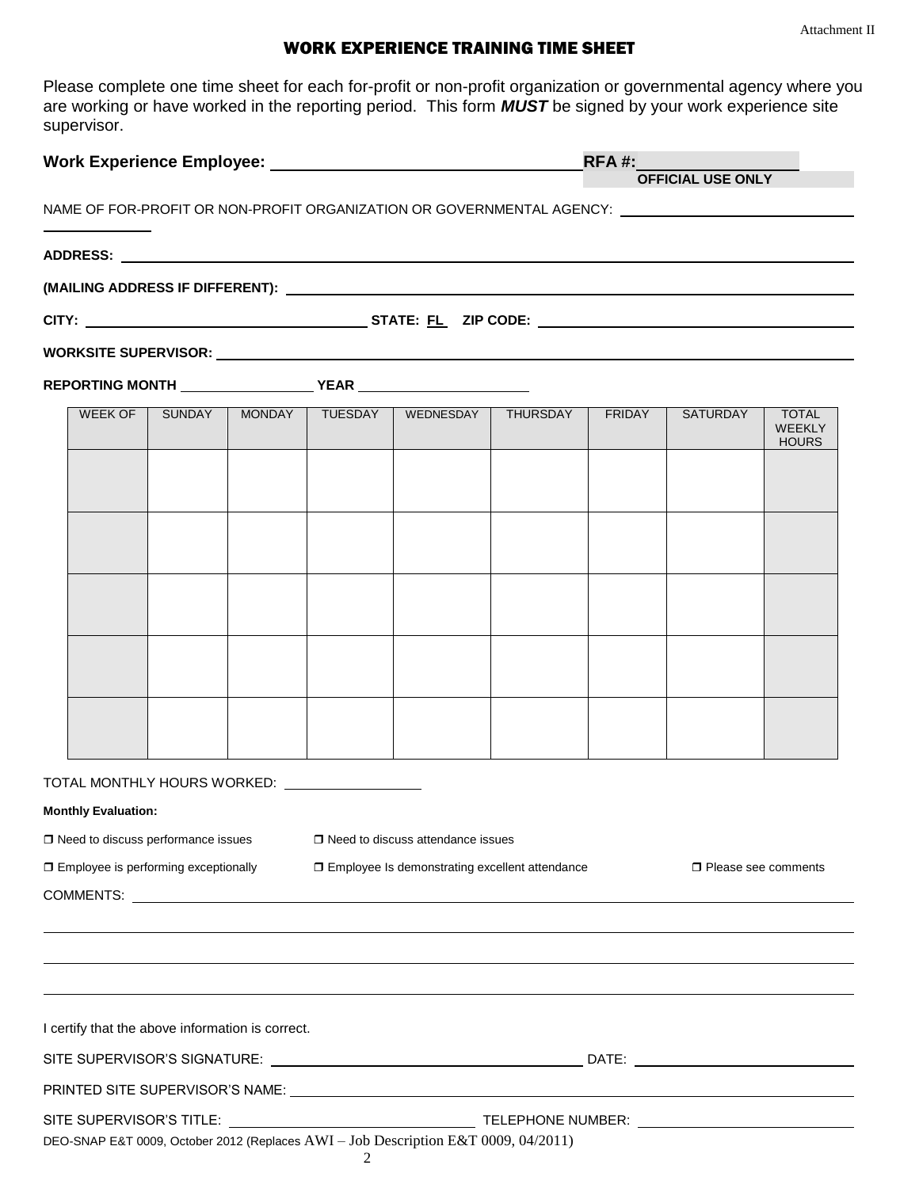Attachment II

## WORK EXPERIENCE TRAINING TIME SHEET

Please complete one time sheet for each for-profit or non-profit organization or governmental agency where you are working or have worked in the reporting period. This form ***MUST*** be signed by your work experience site supervisor.

**Work Experience Employee:** ________________________________ **RFA #:** ______________
**OFFICIAL USE ONLY**

NAME OF FOR-PROFIT OR NON-PROFIT ORGANIZATION OR GOVERNMENTAL AGENCY: ______________________________

**ADDRESS:** ______________________________

**(MAILING ADDRESS IF DIFFERENT):** ______________________________

**CITY:** ______________________ **STATE:** FL **ZIP CODE:** ______________________

**WORKSITE SUPERVISOR:** ______________________________

**REPORTING MONTH** ______________ **YEAR** ______________

| WEEK OF | SUNDAY | MONDAY | TUESDAY | WEDNESDAY | THURSDAY | FRIDAY | SATURDAY | TOTAL WEEKLY HOURS |
|---|---|---|---|---|---|---|---|---|
| | | | | | | | | |
| | | | | | | | | |
| | | | | | | | | |
| | | | | | | | | |
| | | | | | | | | |

TOTAL MONTHLY HOURS WORKED: ______________

**Monthly Evaluation:**

❒ Need to discuss performance issues ❒ Need to discuss attendance issues

❒ Employee is performing exceptionally ❒ Employee Is demonstrating excellent attendance ❒ Please see comments

COMMENTS: ______________________________

______________________________

______________________________

______________________________

I certify that the above information is correct.

SITE SUPERVISOR'S SIGNATURE: ______________________ DATE: ______________

PRINTED SITE SUPERVISOR'S NAME: ______________________________

SITE SUPERVISOR'S TITLE: ______________________ TELEPHONE NUMBER: ______________

DEO-SNAP E&T 0009, October 2012 (Replaces AWI – Job Description E&T 0009, 04/2011)